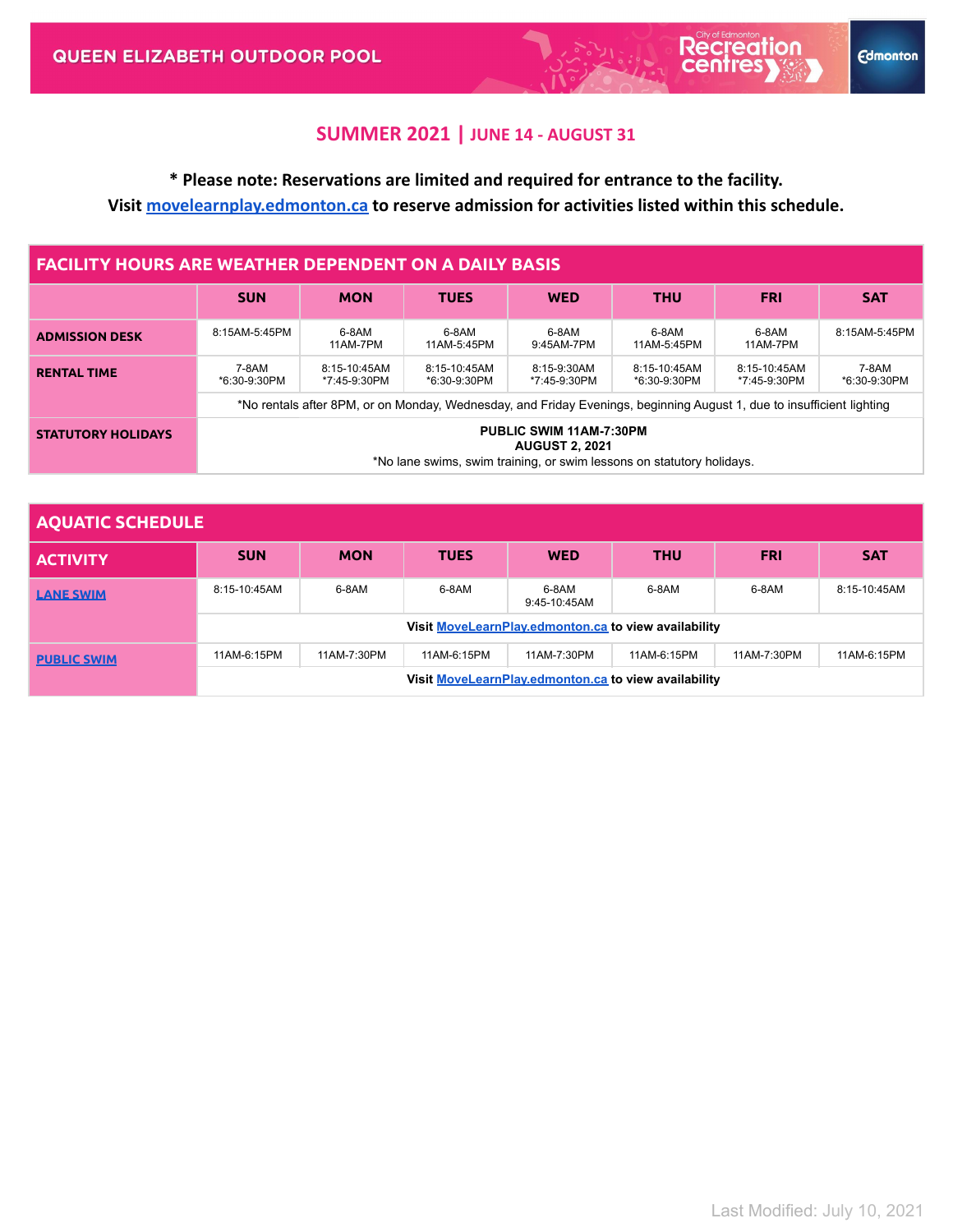# QUEEN ELIZABETH OUTDOOR POOL

City of Edmonton Recreation centres

Edmonton

## SUMMER 2021 | JUNE 14 - AUGUST 31

**\* Please note: Reservations are limited and required for entrance to the facility.**
**Visit movelearnplay.edmonton.ca to reserve admission for activities listed within this schedule.**

| FACILITY HOURS ARE WEATHER DEPENDENT ON A DAILY BASIS | | | | | | | |
|---|---|---|---|---|---|---|---|
| | **SUN** | **MON** | **TUES** | **WED** | **THU** | **FRI** | **SAT** |
| **ADMISSION DESK** | 8:15AM-5:45PM | 6-8AM<br>11AM-7PM | 6-8AM<br>11AM-5:45PM | 6-8AM<br>9:45AM-7PM | 6-8AM<br>11AM-5:45PM | 6-8AM<br>11AM-7PM | 8:15AM-5:45PM |
| **RENTAL TIME** | 7-8AM<br>*6:30-9:30PM | 8:15-10:45AM<br>*7:45-9:30PM | 8:15-10:45AM<br>*6:30-9:30PM | 8:15-9:30AM<br>*7:45-9:30PM | 8:15-10:45AM<br>*6:30-9:30PM | 8:15-10:45AM<br>*7:45-9:30PM | 7-8AM<br>*6:30-9:30PM |
| | *No rentals after 8PM, or on Monday, Wednesday, and Friday Evenings, beginning August 1, due to insufficient lighting | | | | | | |
| **STATUTORY HOLIDAYS** | **PUBLIC SWIM 11AM-7:30PM**<br>**AUGUST 2, 2021**<br>*No lane swims, swim training, or swim lessons on statutory holidays. | | | | | | |

| AQUATIC SCHEDULE | | | | | | | |
|---|---|---|---|---|---|---|---|
| **ACTIVITY** | **SUN** | **MON** | **TUES** | **WED** | **THU** | **FRI** | **SAT** |
| **LANE SWIM** | 8:15-10:45AM | 6-8AM | 6-8AM | 6-8AM<br>9:45-10:45AM | 6-8AM | 6-8AM | 8:15-10:45AM |
| | **Visit MoveLearnPlay.edmonton.ca to view availability** | | | | | | |
| **PUBLIC SWIM** | 11AM-6:15PM | 11AM-7:30PM | 11AM-6:15PM | 11AM-7:30PM | 11AM-6:15PM | 11AM-7:30PM | 11AM-6:15PM |
| | **Visit MoveLearnPlay.edmonton.ca to view availability** | | | | | | |

Last Modified: July 10, 2021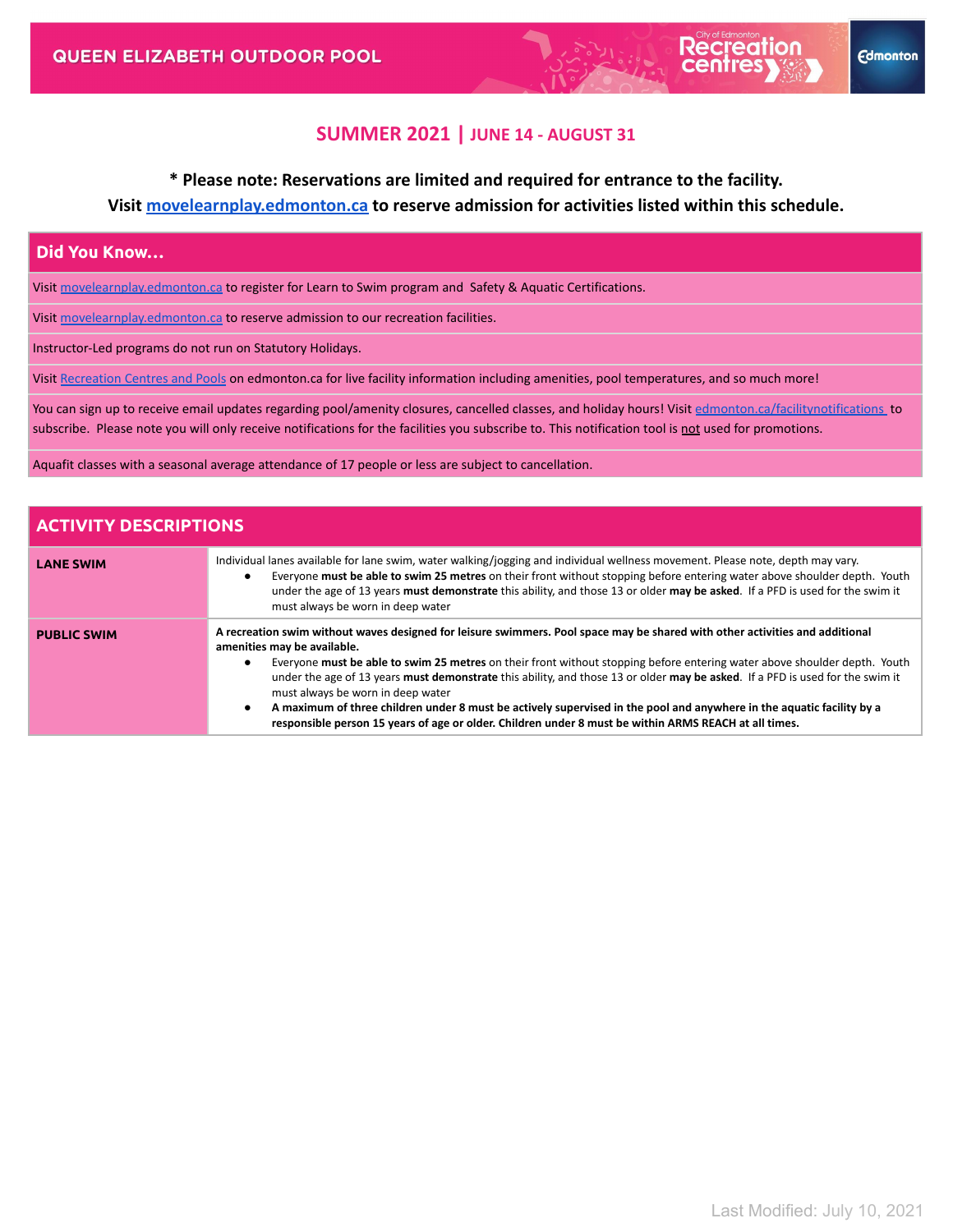# QUEEN ELIZABETH OUTDOOR POOL

## SUMMER 2021 | JUNE 14 - AUGUST 31

**\* Please note: Reservations are limited and required for entrance to the facility.**
**Visit movelearnplay.edmonton.ca to reserve admission for activities listed within this schedule.**

| Did You Know... |
|---|
| Visit movelearnplay.edmonton.ca to register for Learn to Swim program and Safety & Aquatic Certifications. |
| Visit movelearnplay.edmonton.ca to reserve admission to our recreation facilities. |
| Instructor-Led programs do not run on Statutory Holidays. |
| Visit Recreation Centres and Pools on edmonton.ca for live facility information including amenities, pool temperatures, and so much more! |
| You can sign up to receive email updates regarding pool/amenity closures, cancelled classes, and holiday hours! Visit edmonton.ca/facilitynotifications to subscribe. Please note you will only receive notifications for the facilities you subscribe to. This notification tool is not used for promotions. |
| Aquafit classes with a seasonal average attendance of 17 people or less are subject to cancellation. |

| ACTIVITY DESCRIPTIONS | |
|---|---|
| **LANE SWIM** | Individual lanes available for lane swim, water walking/jogging and individual wellness movement. Please note, depth may vary.<br>• Everyone **must be able to swim 25 metres** on their front without stopping before entering water above shoulder depth. Youth under the age of 13 years **must demonstrate** this ability, and those 13 or older **may be asked**. If a PFD is used for the swim it must always be worn in deep water |
| **PUBLIC SWIM** | **A recreation swim without waves designed for leisure swimmers. Pool space may be shared with other activities and additional amenities may be available.**<br>• Everyone **must be able to swim 25 metres** on their front without stopping before entering water above shoulder depth. Youth under the age of 13 years **must demonstrate** this ability, and those 13 or older **may be asked**. If a PFD is used for the swim it must always be worn in deep water<br>• **A maximum of three children under 8 must be actively supervised in the pool and anywhere in the aquatic facility by a responsible person 15 years of age or older. Children under 8 must be within ARMS REACH at all times.** |

Last Modified: July 10, 2021